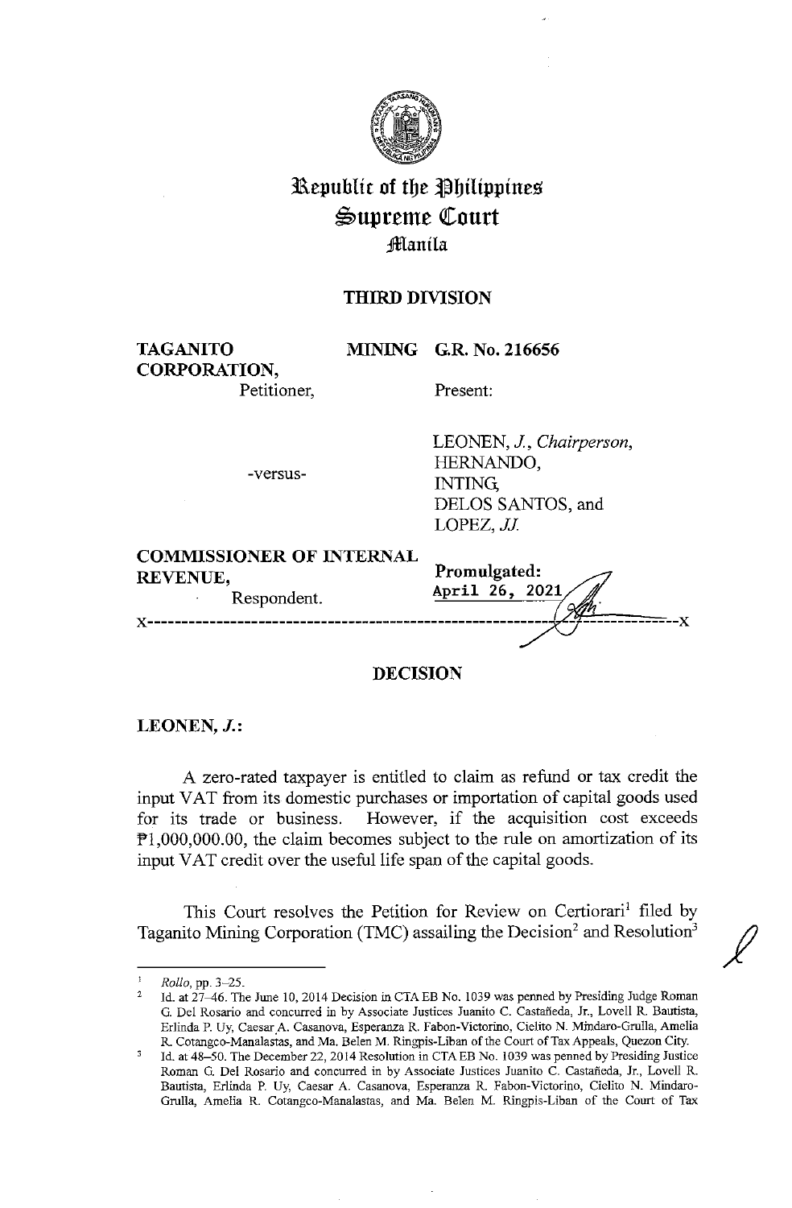# Republic of the Philippines
# Supreme Court
## Manila

### THIRD DIVISION

**TAGANITO MINING CORPORATION,**
Petitioner,

-versus-

**COMMISSIONER OF INTERNAL REVENUE,**
Respondent.

**G.R. No. 216656**

Present:

LEONEN, *J., Chairperson,*
HERNANDO,
INTING,
DELOS SANTOS, and
LOPEZ, *JJ.*

**Promulgated:**
April 26, 2021

x-----------------------------------------------------------------------x

### DECISION

**LEONEN, *J.*:**

A zero-rated taxpayer is entitled to claim as refund or tax credit the input VAT from its domestic purchases or importation of capital goods used for its trade or business. However, if the acquisition cost exceeds ₱1,000,000.00, the claim becomes subject to the rule on amortization of its input VAT credit over the useful life span of the capital goods.

This Court resolves the Petition for Review on Certiorari[1] filed by Taganito Mining Corporation (TMC) assailing the Decision[2] and Resolution[3]

---

[1] *Rollo*, pp. 3–25.

[2] Id. at 27–46. The June 10, 2014 Decision in CTA EB No. 1039 was penned by Presiding Judge Roman G. Del Rosario and concurred in by Associate Justices Juanito C. Castañeda, Jr., Lovell R. Bautista, Erlinda P. Uy, Caesar A. Casanova, Esperanza R. Fabon-Victorino, Cielito N. Mindaro-Grulla, Amelia R. Cotangco-Manalastas, and Ma. Belen M. Ringpis-Liban of the Court of Tax Appeals, Quezon City.

[3] Id. at 48–50. The December 22, 2014 Resolution in CTA EB No. 1039 was penned by Presiding Justice Roman G. Del Rosario and concurred in by Associate Justices Juanito C. Castañeda, Jr., Lovell R. Bautista, Erlinda P. Uy, Caesar A. Casanova, Esperanza R. Fabon-Victorino, Cielito N. Mindaro-Grulla, Amelia R. Cotangco-Manalastas, and Ma. Belen M. Ringpis-Liban of the Court of Tax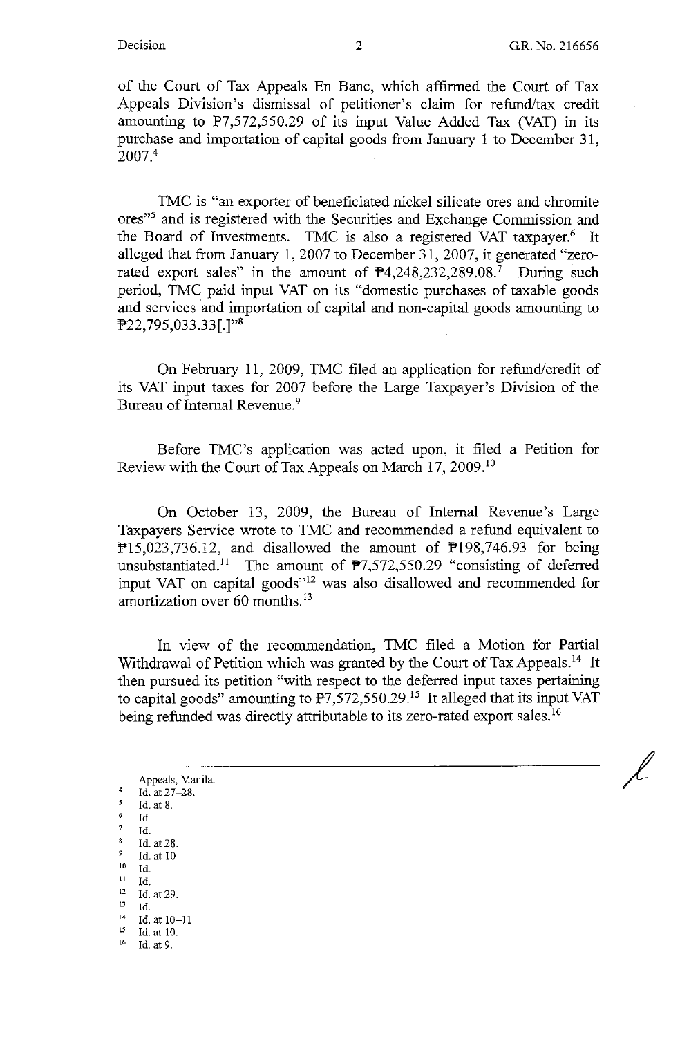of the Court of Tax Appeals En Banc, which affirmed the Court of Tax Appeals Division's dismissal of petitioner's claim for refund/tax credit amounting to ₱7,572,550.29 of its input Value Added Tax (VAT) in its purchase and importation of capital goods from January 1 to December 31, 2007.[4]

TMC is "an exporter of beneficiated nickel silicate ores and chromite ores"[5] and is registered with the Securities and Exchange Commission and the Board of Investments. TMC is also a registered VAT taxpayer.[6] It alleged that from January 1, 2007 to December 31, 2007, it generated "zero-rated export sales" in the amount of ₱4,248,232,289.08.[7] During such period, TMC paid input VAT on its "domestic purchases of taxable goods and services and importation of capital and non-capital goods amounting to ₱22,795,033.33[.]"[8]

On February 11, 2009, TMC filed an application for refund/credit of its VAT input taxes for 2007 before the Large Taxpayer's Division of the Bureau of Internal Revenue.[9]

Before TMC's application was acted upon, it filed a Petition for Review with the Court of Tax Appeals on March 17, 2009.[10]

On October 13, 2009, the Bureau of Internal Revenue's Large Taxpayers Service wrote to TMC and recommended a refund equivalent to ₱15,023,736.12, and disallowed the amount of ₱198,746.93 for being unsubstantiated.[11] The amount of ₱7,572,550.29 "consisting of deferred input VAT on capital goods"[12] was also disallowed and recommended for amortization over 60 months.[13]

In view of the recommendation, TMC filed a Motion for Partial Withdrawal of Petition which was granted by the Court of Tax Appeals.[14] It then pursued its petition "with respect to the deferred input taxes pertaining to capital goods" amounting to ₱7,572,550.29.[15] It alleged that its input VAT being refunded was directly attributable to its zero-rated export sales.[16]

---

Appeals, Manila.

[4] Id. at 27–28.
[5] Id. at 8.
[6] Id.
[7] Id.
[8] Id. at 28.
[9] Id. at 10
[10] Id.
[11] Id.
[12] Id. at 29.
[13] Id.
[14] Id. at 10–11
[15] Id. at 10.
[16] Id. at 9.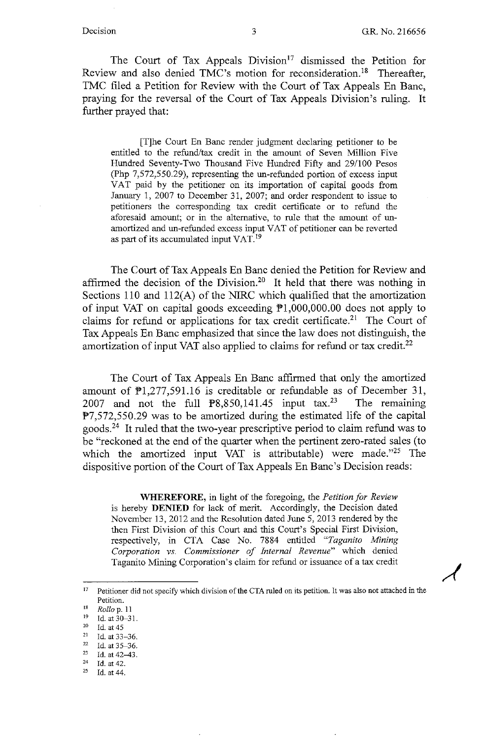The Court of Tax Appeals Division[17] dismissed the Petition for Review and also denied TMC's motion for reconsideration.[18] Thereafter, TMC filed a Petition for Review with the Court of Tax Appeals En Banc, praying for the reversal of the Court of Tax Appeals Division's ruling. It further prayed that:

> [T]he Court En Banc render judgment declaring petitioner to be entitled to the refund/tax credit in the amount of Seven Million Five Hundred Seventy-Two Thousand Five Hundred Fifty and 29/100 Pesos (Php 7,572,550.29), representing the un-refunded portion of excess input VAT paid by the petitioner on its importation of capital goods from January 1, 2007 to December 31, 2007; and order respondent to issue to petitioners the corresponding tax credit certificate or to refund the aforesaid amount; or in the alternative, to rule that the amount of un-amortized and un-refunded excess input VAT of petitioner can be reverted as part of its accumulated input VAT.[19]

The Court of Tax Appeals En Banc denied the Petition for Review and affirmed the decision of the Division.[20] It held that there was nothing in Sections 110 and 112(A) of the NIRC which qualified that the amortization of input VAT on capital goods exceeding ₱1,000,000.00 does not apply to claims for refund or applications for tax credit certificate.[21] The Court of Tax Appeals En Banc emphasized that since the law does not distinguish, the amortization of input VAT also applied to claims for refund or tax credit.[22]

The Court of Tax Appeals En Banc affirmed that only the amortized amount of ₱1,277,591.16 is creditable or refundable as of December 31, 2007 and not the full ₱8,850,141.45 input tax.[23] The remaining ₱7,572,550.29 was to be amortized during the estimated life of the capital goods.[24] It ruled that the two-year prescriptive period to claim refund was to be "reckoned at the end of the quarter when the pertinent zero-rated sales (to which the amortized input VAT is attributable) were made."[25] The dispositive portion of the Court of Tax Appeals En Banc's Decision reads:

> **WHEREFORE,** in light of the foregoing, the *Petition for Review* is hereby **DENIED** for lack of merit. Accordingly, the Decision dated November 13, 2012 and the Resolution dated June 5, 2013 rendered by the then First Division of this Court and this Court's Special First Division, respectively, in CTA Case No. 7884 entitled *"Taganito Mining Corporation vs. Commissioner of Internal Revenue"* which denied Taganito Mining Corporation's claim for refund or issuance of a tax credit

---

[17] Petitioner did not specify which division of the CTA ruled on its petition. It was also not attached in the Petition.

[18] *Rollo* p. 11

[19] Id. at 30–31.

[20] Id. at 45

[21] Id. at 33–36.

[22] Id. at 35–36.

[23] Id. at 42–43.

[24] Id. at 42.

[25] Id. at 44.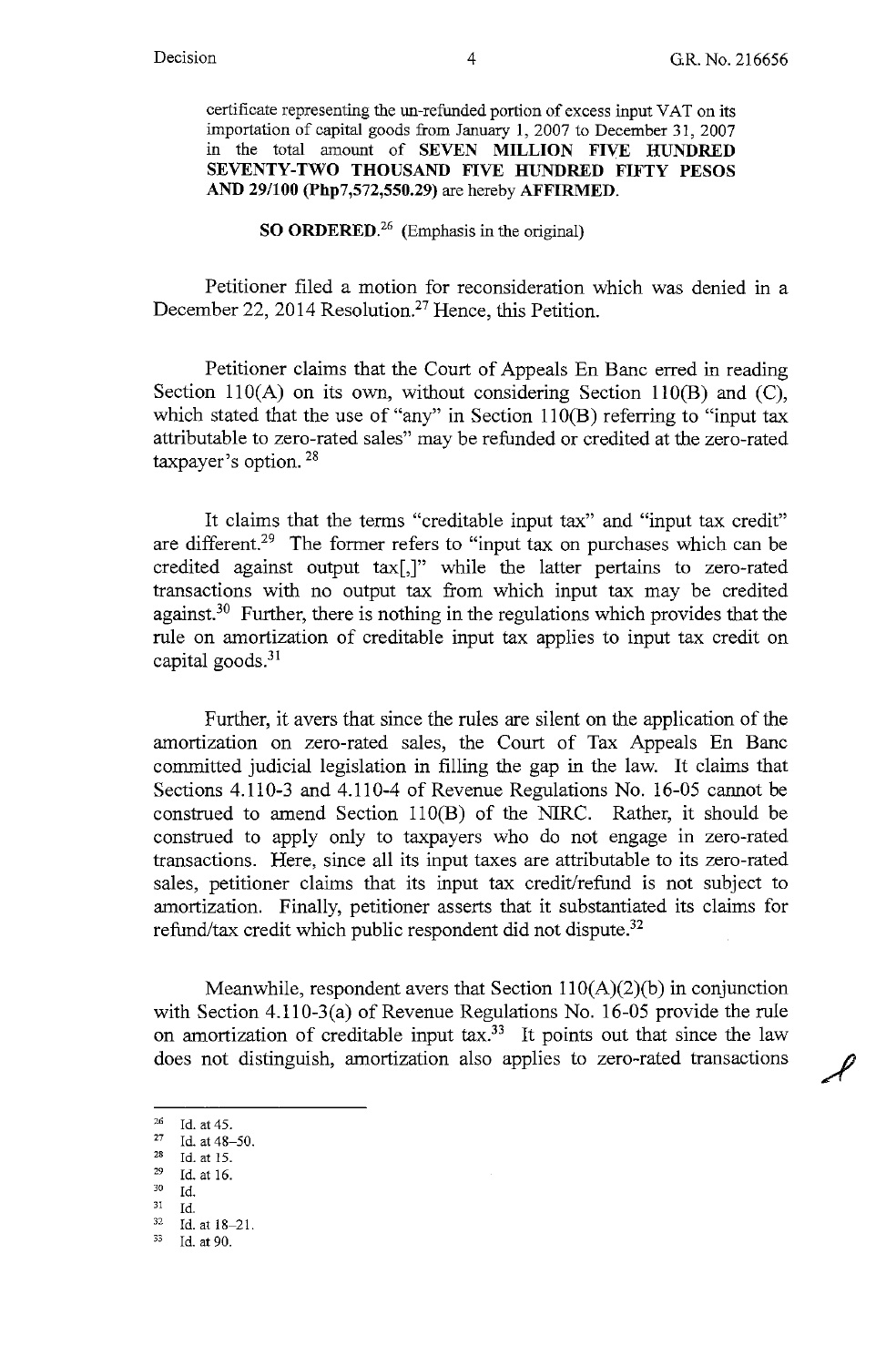certificate representing the un-refunded portion of excess input VAT on its importation of capital goods from January 1, 2007 to December 31, 2007 in the total amount of **SEVEN MILLION FIVE HUNDRED SEVENTY-TWO THOUSAND FIVE HUNDRED FIFTY PESOS AND 29/100 (Php7,572,550.29)** are hereby **AFFIRMED**.

> **SO ORDERED**.[26] (Emphasis in the original)

Petitioner filed a motion for reconsideration which was denied in a December 22, 2014 Resolution.[27] Hence, this Petition.

Petitioner claims that the Court of Appeals En Banc erred in reading Section 110(A) on its own, without considering Section 110(B) and (C), which stated that the use of "any" in Section 110(B) referring to "input tax attributable to zero-rated sales" may be refunded or credited at the zero-rated taxpayer's option.[28]

It claims that the terms "creditable input tax" and "input tax credit" are different.[29] The former refers to "input tax on purchases which can be credited against output tax[,]" while the latter pertains to zero-rated transactions with no output tax from which input tax may be credited against.[30] Further, there is nothing in the regulations which provides that the rule on amortization of creditable input tax applies to input tax credit on capital goods.[31]

Further, it avers that since the rules are silent on the application of the amortization on zero-rated sales, the Court of Tax Appeals En Banc committed judicial legislation in filling the gap in the law. It claims that Sections 4.110-3 and 4.110-4 of Revenue Regulations No. 16-05 cannot be construed to amend Section 110(B) of the NIRC. Rather, it should be construed to apply only to taxpayers who do not engage in zero-rated transactions. Here, since all its input taxes are attributable to its zero-rated sales, petitioner claims that its input tax credit/refund is not subject to amortization. Finally, petitioner asserts that it substantiated its claims for refund/tax credit which public respondent did not dispute.[32]

Meanwhile, respondent avers that Section 110(A)(2)(b) in conjunction with Section 4.110-3(a) of Revenue Regulations No. 16-05 provide the rule on amortization of creditable input tax.[33] It points out that since the law does not distinguish, amortization also applies to zero-rated transactions

---

[26] Id. at 45.
[27] Id. at 48–50.
[28] Id. at 15.
[29] Id. at 16.
[30] Id.
[31] Id.
[32] Id. at 18–21.
[33] Id. at 90.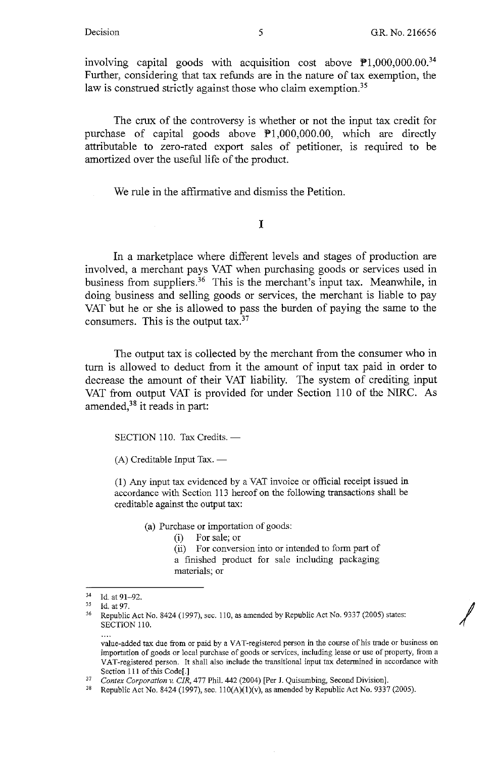involving capital goods with acquisition cost above ₱1,000,000.00.[34] Further, considering that tax refunds are in the nature of tax exemption, the law is construed strictly against those who claim exemption.[35]

The crux of the controversy is whether or not the input tax credit for purchase of capital goods above ₱1,000,000.00, which are directly attributable to zero-rated export sales of petitioner, is required to be amortized over the useful life of the product.

We rule in the affirmative and dismiss the Petition.

## I

In a marketplace where different levels and stages of production are involved, a merchant pays VAT when purchasing goods or services used in business from suppliers.[36] This is the merchant's input tax. Meanwhile, in doing business and selling goods or services, the merchant is liable to pay VAT but he or she is allowed to pass the burden of paying the same to the consumers. This is the output tax.[37]

The output tax is collected by the merchant from the consumer who in turn is allowed to deduct from it the amount of input tax paid in order to decrease the amount of their VAT liability. The system of crediting input VAT from output VAT is provided for under Section 110 of the NIRC. As amended,[38] it reads in part:

> SECTION 110. Tax Credits. —
>
> (A) Creditable Input Tax. —
>
> (1) Any input tax evidenced by a VAT invoice or official receipt issued in accordance with Section 113 hereof on the following transactions shall be creditable against the output tax:
>
> > (a) Purchase or importation of goods:
> > (i) For sale; or
> > (ii) For conversion into or intended to form part of a finished product for sale including packaging materials; or

---

[34] Id. at 91–92.

[35] Id. at 97.

[36] Republic Act No. 8424 (1997), sec. 110, as amended by Republic Act No. 9337 (2005) states:
SECTION 110.
....
value-added tax due from or paid by a VAT-registered person in the course of his trade or business on importation of goods or local purchase of goods or services, including lease or use of property, from a VAT-registered person. It shall also include the transitional input tax determined in accordance with Section 111 of this Code[.]

[37] *Contex Corporation v. CIR*, 477 Phil. 442 (2004) [Per J. Quisumbing, Second Division].

[38] Republic Act No. 8424 (1997), sec. 110(A)(1)(v), as amended by Republic Act No. 9337 (2005).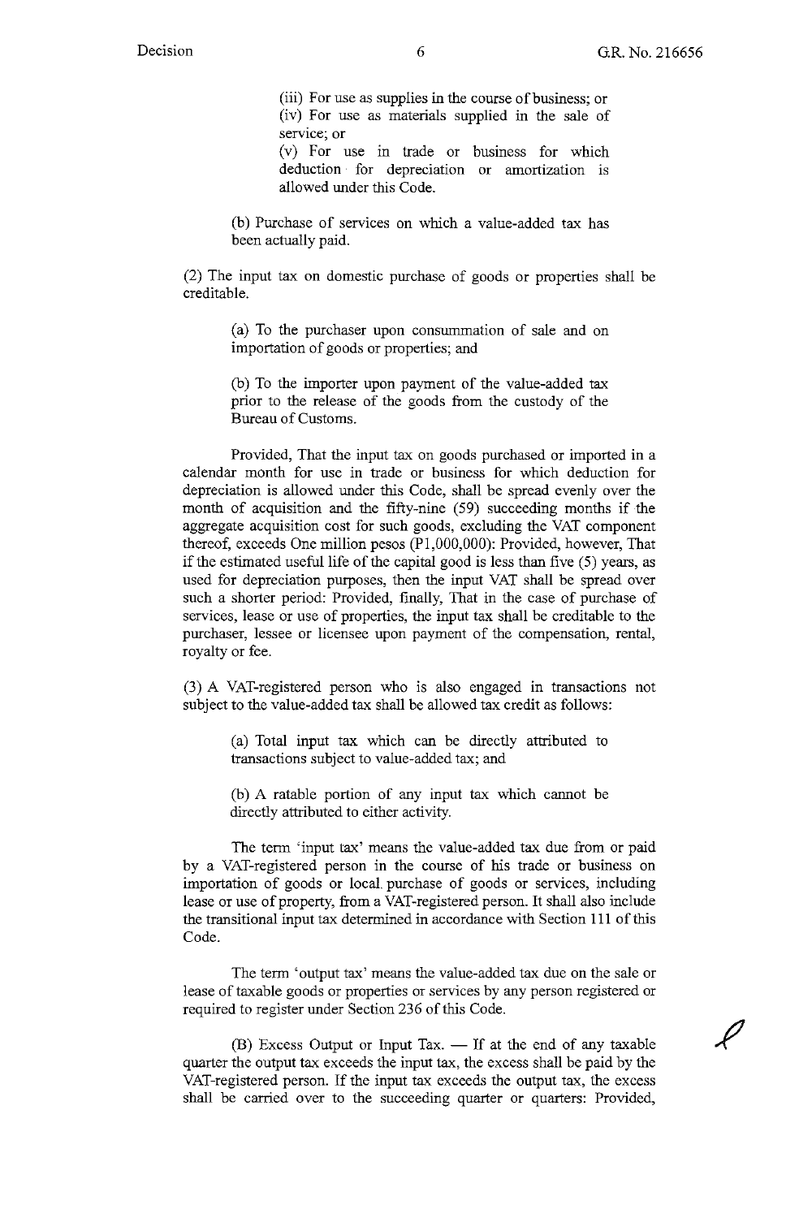(iii) For use as supplies in the course of business; or

(iv) For use as materials supplied in the sale of service; or

(v) For use in trade or business for which deduction for depreciation or amortization is allowed under this Code.

(b) Purchase of services on which a value-added tax has been actually paid.

(2) The input tax on domestic purchase of goods or properties shall be creditable.

(a) To the purchaser upon consummation of sale and on importation of goods or properties; and

(b) To the importer upon payment of the value-added tax prior to the release of the goods from the custody of the Bureau of Customs.

Provided, That the input tax on goods purchased or imported in a calendar month for use in trade or business for which deduction for depreciation is allowed under this Code, shall be spread evenly over the month of acquisition and the fifty-nine (59) succeeding months if the aggregate acquisition cost for such goods, excluding the VAT component thereof, exceeds One million pesos (P1,000,000): Provided, however, That if the estimated useful life of the capital good is less than five (5) years, as used for depreciation purposes, then the input VAT shall be spread over such a shorter period: Provided, finally, That in the case of purchase of services, lease or use of properties, the input tax shall be creditable to the purchaser, lessee or licensee upon payment of the compensation, rental, royalty or fee.

(3) A VAT-registered person who is also engaged in transactions not subject to the value-added tax shall be allowed tax credit as follows:

(a) Total input tax which can be directly attributed to transactions subject to value-added tax; and

(b) A ratable portion of any input tax which cannot be directly attributed to either activity.

The term 'input tax' means the value-added tax due from or paid by a VAT-registered person in the course of his trade or business on importation of goods or local purchase of goods or services, including lease or use of property, from a VAT-registered person. It shall also include the transitional input tax determined in accordance with Section 111 of this Code.

The term 'output tax' means the value-added tax due on the sale or lease of taxable goods or properties or services by any person registered or required to register under Section 236 of this Code.

(B) Excess Output or Input Tax. — If at the end of any taxable quarter the output tax exceeds the input tax, the excess shall be paid by the VAT-registered person. If the input tax exceeds the output tax, the excess shall be carried over to the succeeding quarter or quarters: Provided,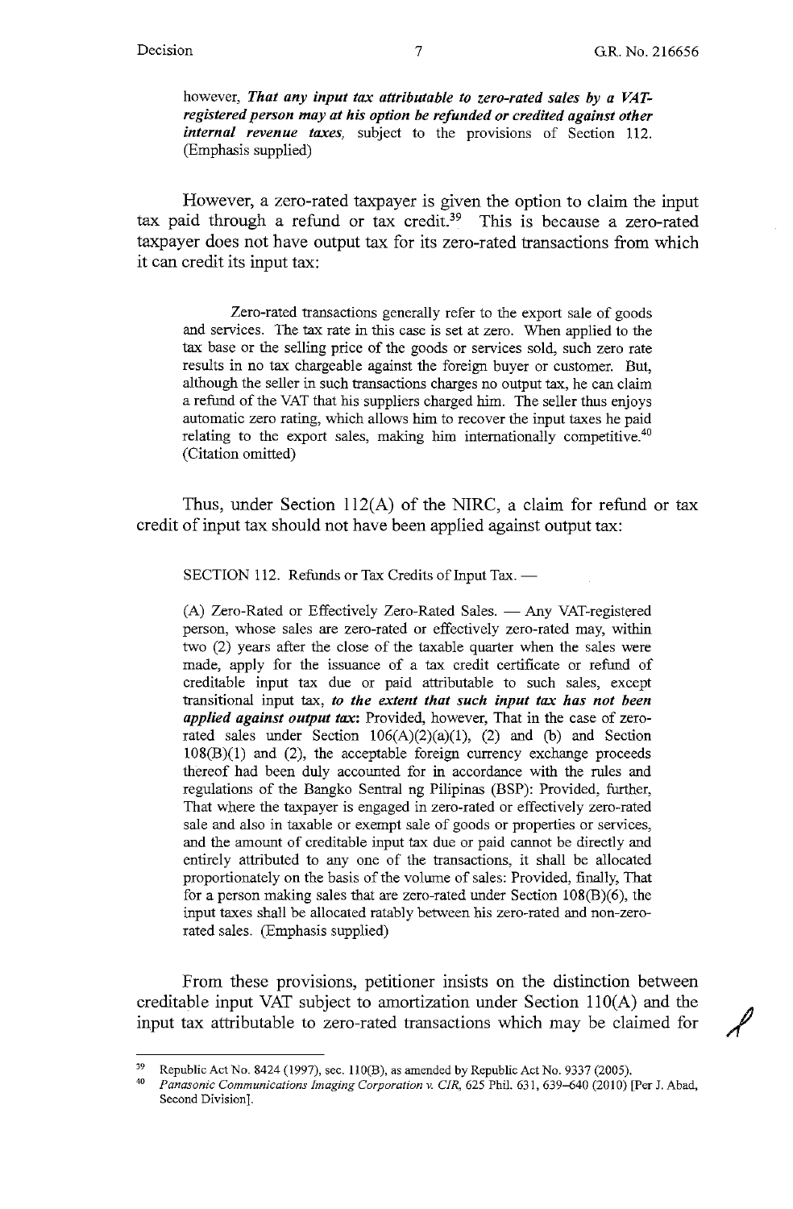however, ***That any input tax attributable to zero-rated sales by a VAT-registered person may at his option be refunded or credited against other internal revenue taxes,*** subject to the provisions of Section 112. (Emphasis supplied)

However, a zero-rated taxpayer is given the option to claim the input tax paid through a refund or tax credit.[39] This is because a zero-rated taxpayer does not have output tax for its zero-rated transactions from which it can credit its input tax:

> Zero-rated transactions generally refer to the export sale of goods and services. The tax rate in this case is set at zero. When applied to the tax base or the selling price of the goods or services sold, such zero rate results in no tax chargeable against the foreign buyer or customer. But, although the seller in such transactions charges no output tax, he can claim a refund of the VAT that his suppliers charged him. The seller thus enjoys automatic zero rating, which allows him to recover the input taxes he paid relating to the export sales, making him internationally competitive.[40] (Citation omitted)

Thus, under Section 112(A) of the NIRC, a claim for refund or tax credit of input tax should not have been applied against output tax:

> SECTION 112. Refunds or Tax Credits of Input Tax. —
>
> (A) Zero-Rated or Effectively Zero-Rated Sales. — Any VAT-registered person, whose sales are zero-rated or effectively zero-rated may, within two (2) years after the close of the taxable quarter when the sales were made, apply for the issuance of a tax credit certificate or refund of creditable input tax due or paid attributable to such sales, except transitional input tax, ***to the extent that such input tax has not been applied against output tax:*** Provided, however, That in the case of zero-rated sales under Section 106(A)(2)(a)(1), (2) and (b) and Section 108(B)(1) and (2), the acceptable foreign currency exchange proceeds thereof had been duly accounted for in accordance with the rules and regulations of the Bangko Sentral ng Pilipinas (BSP): Provided, further, That where the taxpayer is engaged in zero-rated or effectively zero-rated sale and also in taxable or exempt sale of goods or properties or services, and the amount of creditable input tax due or paid cannot be directly and entirely attributed to any one of the transactions, it shall be allocated proportionately on the basis of the volume of sales: Provided, finally, That for a person making sales that are zero-rated under Section 108(B)(6), the input taxes shall be allocated ratably between his zero-rated and non-zero-rated sales. (Emphasis supplied)

From these provisions, petitioner insists on the distinction between creditable input VAT subject to amortization under Section 110(A) and the input tax attributable to zero-rated transactions which may be claimed for

---

[39] Republic Act No. 8424 (1997), sec. 110(B), as amended by Republic Act No. 9337 (2005).

[40] *Panasonic Communications Imaging Corporation v. CIR*, 625 Phil. 631, 639–640 (2010) [Per J. Abad, Second Division].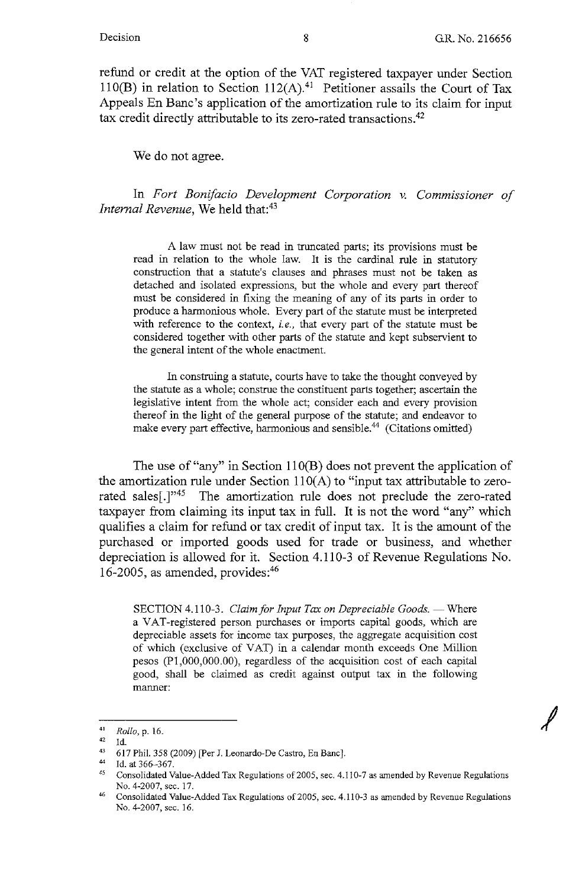refund or credit at the option of the VAT registered taxpayer under Section 110(B) in relation to Section 112(A).[41] Petitioner assails the Court of Tax Appeals En Banc's application of the amortization rule to its claim for input tax credit directly attributable to its zero-rated transactions.[42]

We do not agree.

In *Fort Bonifacio Development Corporation v. Commissioner of Internal Revenue*, We held that:[43]

> A law must not be read in truncated parts; its provisions must be read in relation to the whole law. It is the cardinal rule in statutory construction that a statute's clauses and phrases must not be taken as detached and isolated expressions, but the whole and every part thereof must be considered in fixing the meaning of any of its parts in order to produce a harmonious whole. Every part of the statute must be interpreted with reference to the context, *i.e.,* that every part of the statute must be considered together with other parts of the statute and kept subservient to the general intent of the whole enactment.
>
> In construing a statute, courts have to take the thought conveyed by the statute as a whole; construe the constituent parts together; ascertain the legislative intent from the whole act; consider each and every provision thereof in the light of the general purpose of the statute; and endeavor to make every part effective, harmonious and sensible.[44] (Citations omitted)

The use of "any" in Section 110(B) does not prevent the application of the amortization rule under Section 110(A) to "input tax attributable to zero-rated sales[.]"[45] The amortization rule does not preclude the zero-rated taxpayer from claiming its input tax in full. It is not the word "any" which qualifies a claim for refund or tax credit of input tax. It is the amount of the purchased or imported goods used for trade or business, and whether depreciation is allowed for it. Section 4.110-3 of Revenue Regulations No. 16-2005, as amended, provides:[46]

> SECTION 4.110-3. *Claim for Input Tax on Depreciable Goods.* — Where a VAT-registered person purchases or imports capital goods, which are depreciable assets for income tax purposes, the aggregate acquisition cost of which (exclusive of VAT) in a calendar month exceeds One Million pesos (P1,000,000.00), regardless of the acquisition cost of each capital good, shall be claimed as credit against output tax in the following manner:

---

[41] *Rollo*, p. 16.

[42] Id.

[43] 617 Phil. 358 (2009) [Per J. Leonardo-De Castro, En Banc].

[44] Id. at 366-367.

[45] Consolidated Value-Added Tax Regulations of 2005, sec. 4.110-7 as amended by Revenue Regulations No. 4-2007, sec. 17.

[46] Consolidated Value-Added Tax Regulations of 2005, sec. 4.110-3 as amended by Revenue Regulations No. 4-2007, sec. 16.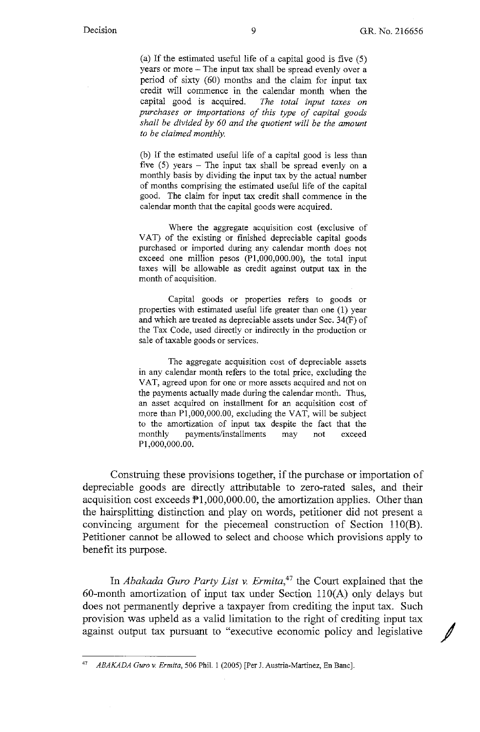> (a) If the estimated useful life of a capital good is five (5) years or more – The input tax shall be spread evenly over a period of sixty (60) months and the claim for input tax credit will commence in the calendar month when the capital good is acquired. *The total input taxes on purchases or importations of this type of capital goods shall be divided by 60 and the quotient will be the amount to be claimed monthly.*
>
> (b) If the estimated useful life of a capital good is less than five (5) years – The input tax shall be spread evenly on a monthly basis by dividing the input tax by the actual number of months comprising the estimated useful life of the capital good. The claim for input tax credit shall commence in the calendar month that the capital goods were acquired.
>
> Where the aggregate acquisition cost (exclusive of VAT) of the existing or finished depreciable capital goods purchased or imported during any calendar month does not exceed one million pesos (P1,000,000.00), the total input taxes will be allowable as credit against output tax in the month of acquisition.
>
> Capital goods or properties refers to goods or properties with estimated useful life greater than one (1) year and which are treated as depreciable assets under Sec. 34(F) of the Tax Code, used directly or indirectly in the production or sale of taxable goods or services.
>
> The aggregate acquisition cost of depreciable assets in any calendar month refers to the total price, excluding the VAT, agreed upon for one or more assets acquired and not on the payments actually made during the calendar month. Thus, an asset acquired on installment for an acquisition cost of more than P1,000,000.00, excluding the VAT, will be subject to the amortization of input tax despite the fact that the monthly payments/installments may not exceed P1,000,000.00.

Construing these provisions together, if the purchase or importation of depreciable goods are directly attributable to zero-rated sales, and their acquisition cost exceeds ₱1,000,000.00, the amortization applies. Other than the hairsplitting distinction and play on words, petitioner did not present a convincing argument for the piecemeal construction of Section 110(B). Petitioner cannot be allowed to select and choose which provisions apply to benefit its purpose.

In *Abakada Guro Party List v. Ermita*,[47] the Court explained that the 60-month amortization of input tax under Section 110(A) only delays but does not permanently deprive a taxpayer from crediting the input tax. Such provision was upheld as a valid limitation to the right of crediting input tax against output tax pursuant to "executive economic policy and legislative

---

[47] *ABAKADA Guro v. Ermita*, 506 Phil. 1 (2005) [Per J. Austria-Martinez, En Banc].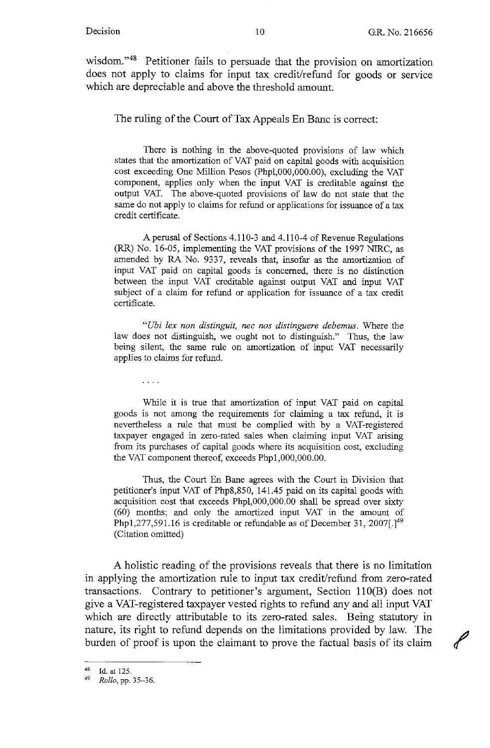wisdom."[48] Petitioner fails to persuade that the provision on amortization does not apply to claims for input tax credit/refund for goods or service which are depreciable and above the threshold amount.

The ruling of the Court of Tax Appeals En Banc is correct:

> There is nothing in the above-quoted provisions of law which states that the amortization of VAT paid on capital goods with acquisition cost exceeding One Million Pesos (Php1,000,000.00), excluding the VAT component, applies only when the input VAT is creditable against the output VAT. The above-quoted provisions of law do not state that the same do not apply to claims for refund or applications for issuance of a tax credit certificate.
>
> A perusal of Sections 4.110-3 and 4.110-4 of Revenue Regulations (RR) No. 16-05, implementing the VAT provisions of the 1997 NIRC, as amended by RA No. 9337, reveals that, insofar as the amortization of input VAT paid on capital goods is concerned, there is no distinction between the input VAT creditable against output VAT and input VAT subject of a claim for refund or application for issuance of a tax credit certificate.
>
> "*Ubi lex non distinguit, nec nos distinguere debemus*. Where the law does not distinguish, we ought not to distinguish." Thus, the law being silent, the same rule on amortization of input VAT necessarily applies to claims for refund.
>
> ....
>
> While it is true that amortization of input VAT paid on capital goods is not among the requirements for claiming a tax refund, it is nevertheless a rule that must be complied with by a VAT-registered taxpayer engaged in zero-rated sales when claiming input VAT arising from its purchases of capital goods where its acquisition cost, excluding the VAT component thereof, exceeds Php1,000,000.00.
>
> Thus, the Court En Banc agrees with the Court in Division that petitioner's input VAT of Php8,850, 141.45 paid on its capital goods with acquisition cost that exceeds Php1,000,000.00 shall be spread over sixty (60) months; and only the amortized input VAT in the amount of Php1,277,591.16 is creditable or refundable as of December 31, 2007[.][49] (Citation omitted)

A holistic reading of the provisions reveals that there is no limitation in applying the amortization rule to input tax credit/refund from zero-rated transactions. Contrary to petitioner's argument, Section 110(B) does not give a VAT-registered taxpayer vested rights to refund any and all input VAT which are directly attributable to its zero-rated sales. Being statutory in nature, its right to refund depends on the limitations provided by law. The burden of proof is upon the claimant to prove the factual basis of its claim

---

[48] Id. at 125.

[49] *Rollo*, pp. 35–36.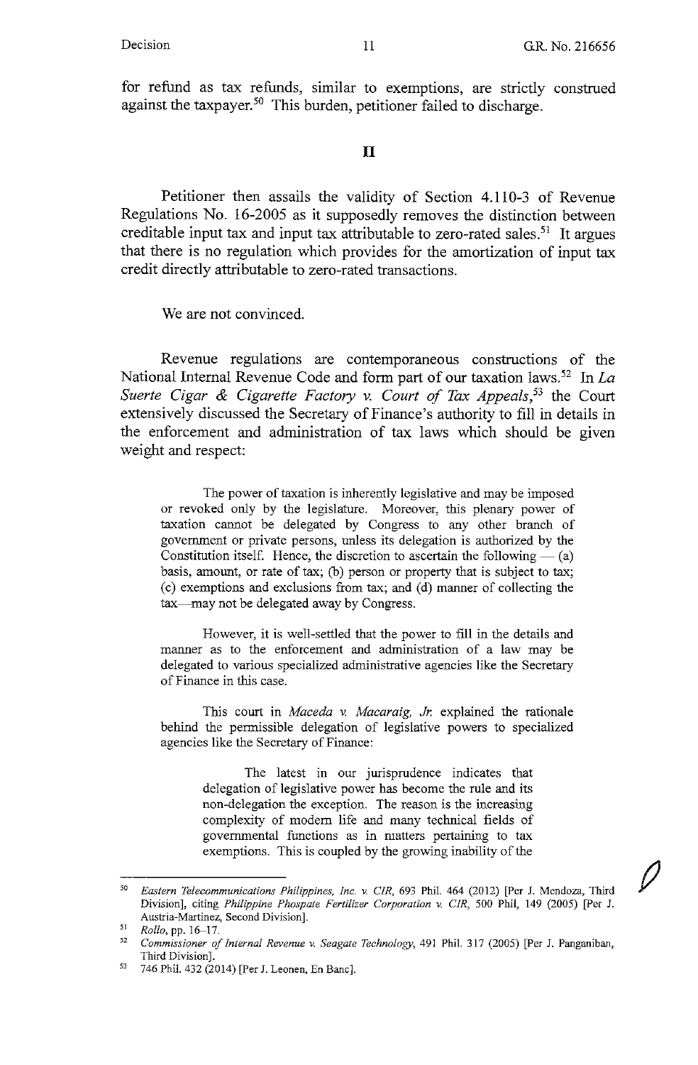for refund as tax refunds, similar to exemptions, are strictly construed against the taxpayer.[50] This burden, petitioner failed to discharge.

## II

Petitioner then assails the validity of Section 4.110-3 of Revenue Regulations No. 16-2005 as it supposedly removes the distinction between creditable input tax and input tax attributable to zero-rated sales.[51] It argues that there is no regulation which provides for the amortization of input tax credit directly attributable to zero-rated transactions.

We are not convinced.

Revenue regulations are contemporaneous constructions of the National Internal Revenue Code and form part of our taxation laws.[52] In *La Suerte Cigar & Cigarette Factory v. Court of Tax Appeals*,[53] the Court extensively discussed the Secretary of Finance's authority to fill in details in the enforcement and administration of tax laws which should be given weight and respect:

> The power of taxation is inherently legislative and may be imposed or revoked only by the legislature. Moreover, this plenary power of taxation cannot be delegated by Congress to any other branch of government or private persons, unless its delegation is authorized by the Constitution itself. Hence, the discretion to ascertain the following — (a) basis, amount, or rate of tax; (b) person or property that is subject to tax; (c) exemptions and exclusions from tax; and (d) manner of collecting the tax—may not be delegated away by Congress.
>
> However, it is well-settled that the power to fill in the details and manner as to the enforcement and administration of a law may be delegated to various specialized administrative agencies like the Secretary of Finance in this case.
>
> This court in *Maceda v. Macaraig, Jr.* explained the rationale behind the permissible delegation of legislative powers to specialized agencies like the Secretary of Finance:
>
>> The latest in our jurisprudence indicates that delegation of legislative power has become the rule and its non-delegation the exception. The reason is the increasing complexity of modern life and many technical fields of governmental functions as in matters pertaining to tax exemptions. This is coupled by the growing inability of the

---

[50] *Eastern Telecommunications Philippines, Inc. v. CIR*, 693 Phil. 464 (2012) [Per J. Mendoza, Third Division], citing *Philippine Phospate Fertilizer Corporation v. CIR*, 500 Phil, 149 (2005) [Per J. Austria-Martinez, Second Division].

[51] *Rollo*, pp. 16–17.

[52] *Commissioner of Internal Revenue v. Seagate Technology*, 491 Phil. 317 (2005) [Per J. Panganiban, Third Division].

[53] 746 Phil. 432 (2014) [Per J. Leonen, En Banc].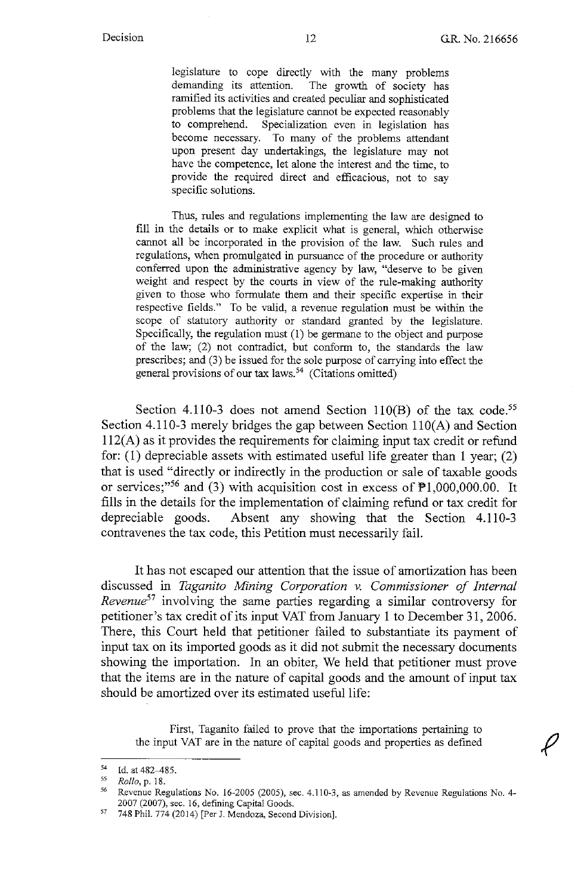> legislature to cope directly with the many problems demanding its attention. The growth of society has ramified its activities and created peculiar and sophisticated problems that the legislature cannot be expected reasonably to comprehend. Specialization even in legislation has become necessary. To many of the problems attendant upon present day undertakings, the legislature may not have the competence, let alone the interest and the time, to provide the required direct and efficacious, not to say specific solutions.

> Thus, rules and regulations implementing the law are designed to fill in the details or to make explicit what is general, which otherwise cannot all be incorporated in the provision of the law. Such rules and regulations, when promulgated in pursuance of the procedure or authority conferred upon the administrative agency by law, "deserve to be given weight and respect by the courts in view of the rule-making authority given to those who formulate them and their specific expertise in their respective fields." To be valid, a revenue regulation must be within the scope of statutory authority or standard granted by the legislature. Specifically, the regulation must (1) be germane to the object and purpose of the law; (2) not contradict, but conform to, the standards the law prescribes; and (3) be issued for the sole purpose of carrying into effect the general provisions of our tax laws.[54] (Citations omitted)

Section 4.110-3 does not amend Section 110(B) of the tax code.[55] Section 4.110-3 merely bridges the gap between Section 110(A) and Section 112(A) as it provides the requirements for claiming input tax credit or refund for: (1) depreciable assets with estimated useful life greater than 1 year; (2) that is used "directly or indirectly in the production or sale of taxable goods or services;"[56] and (3) with acquisition cost in excess of ₱1,000,000.00. It fills in the details for the implementation of claiming refund or tax credit for depreciable goods. Absent any showing that the Section 4.110-3 contravenes the tax code, this Petition must necessarily fail.

It has not escaped our attention that the issue of amortization has been discussed in *Taganito Mining Corporation v. Commissioner of Internal Revenue*[57] involving the same parties regarding a similar controversy for petitioner's tax credit of its input VAT from January 1 to December 31, 2006. There, this Court held that petitioner failed to substantiate its payment of input tax on its imported goods as it did not submit the necessary documents showing the importation. In an obiter, We held that petitioner must prove that the items are in the nature of capital goods and the amount of input tax should be amortized over its estimated useful life:

> First, Taganito failed to prove that the importations pertaining to the input VAT are in the nature of capital goods and properties as defined

---

[54] Id. at 482-485.

[55] *Rollo*, p. 18.

[56] Revenue Regulations No. 16-2005 (2005), sec. 4.110-3, as amended by Revenue Regulations No. 4-2007 (2007), sec. 16, defining Capital Goods.

[57] 748 Phil. 774 (2014) [Per J. Mendoza, Second Division].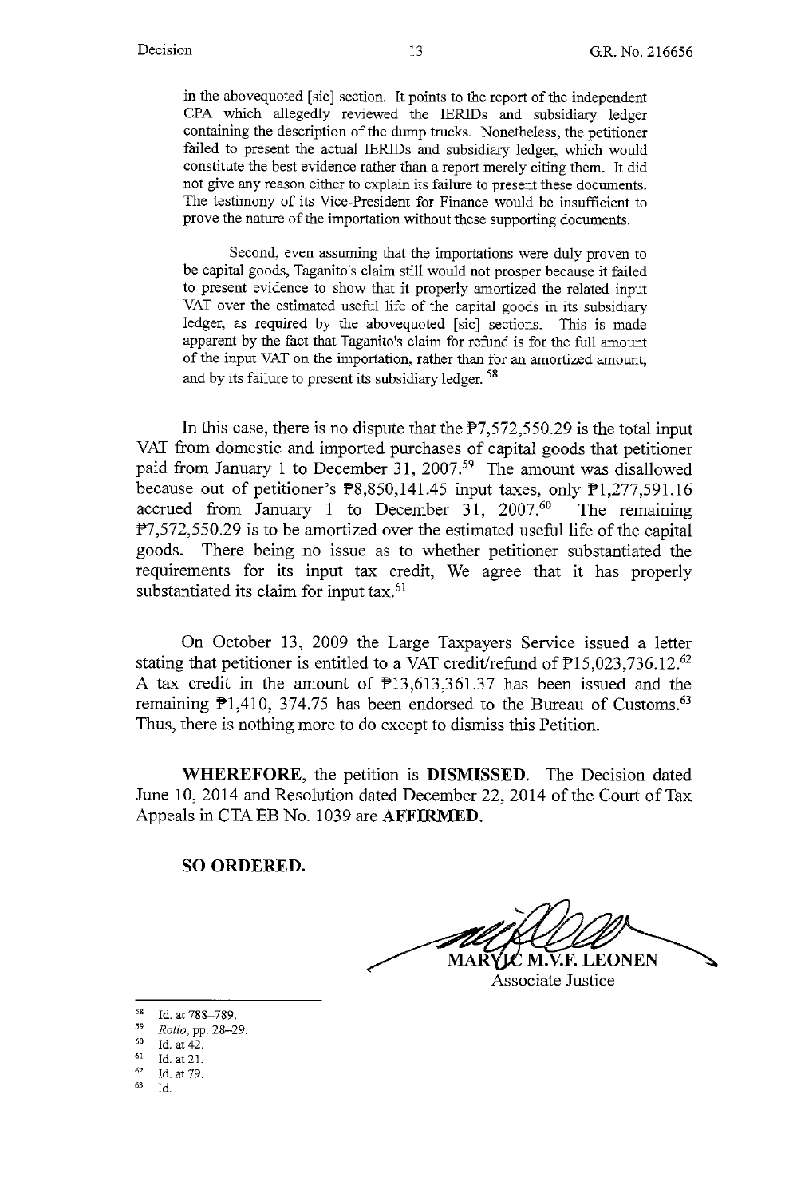in the abovequoted [sic] section. It points to the report of the independent CPA which allegedly reviewed the IERIDs and subsidiary ledger containing the description of the dump trucks. Nonetheless, the petitioner failed to present the actual IERIDs and subsidiary ledger, which would constitute the best evidence rather than a report merely citing them. It did not give any reason either to explain its failure to present these documents. The testimony of its Vice-President for Finance would be insufficient to prove the nature of the importation without these supporting documents.

> Second, even assuming that the importations were duly proven to be capital goods, Taganito's claim still would not prosper because it failed to present evidence to show that it properly amortized the related input VAT over the estimated useful life of the capital goods in its subsidiary ledger, as required by the abovequoted [sic] sections. This is made apparent by the fact that Taganito's claim for refund is for the full amount of the input VAT on the importation, rather than for an amortized amount, and by its failure to present its subsidiary ledger.[58]

In this case, there is no dispute that the ₱7,572,550.29 is the total input VAT from domestic and imported purchases of capital goods that petitioner paid from January 1 to December 31, 2007.[59] The amount was disallowed because out of petitioner's ₱8,850,141.45 input taxes, only ₱1,277,591.16 accrued from January 1 to December 31, 2007.[60] The remaining ₱7,572,550.29 is to be amortized over the estimated useful life of the capital goods. There being no issue as to whether petitioner substantiated the requirements for its input tax credit, We agree that it has properly substantiated its claim for input tax.[61]

On October 13, 2009 the Large Taxpayers Service issued a letter stating that petitioner is entitled to a VAT credit/refund of ₱15,023,736.12.[62] A tax credit in the amount of ₱13,613,361.37 has been issued and the remaining ₱1,410, 374.75 has been endorsed to the Bureau of Customs.[63] Thus, there is nothing more to do except to dismiss this Petition.

**WHEREFORE**, the petition is **DISMISSED**. The Decision dated June 10, 2014 and Resolution dated December 22, 2014 of the Court of Tax Appeals in CTA EB No. 1039 are **AFFIRMED**.

**SO ORDERED.**

MARVIC M.V.F. LEONEN
Associate Justice

---

[58] Id. at 788–789.
[59] *Rollo*, pp. 28–29.
[60] Id. at 42.
[61] Id. at 21.
[62] Id. at 79.
[63] Id.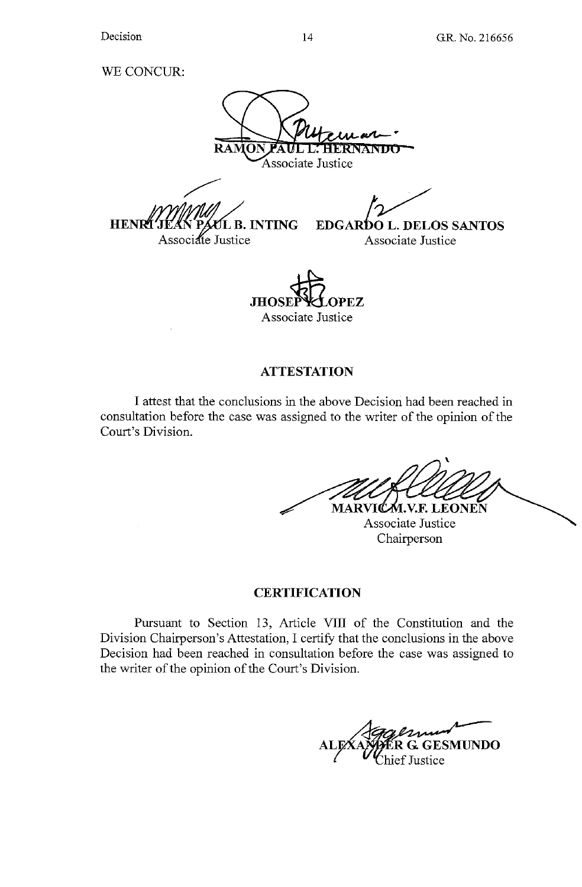WE CONCUR:

**RAMON PAUL L. HERNANDO**
Associate Justice

**HENRI JEAN PAUL B. INTING**
Associate Justice

**EDGARDO L. DELOS SANTOS**
Associate Justice

**JHOSEP Y. LOPEZ**
Associate Justice

## ATTESTATION

I attest that the conclusions in the above Decision had been reached in consultation before the case was assigned to the writer of the opinion of the Court's Division.

**MARVIC M.V.F. LEONEN**
Associate Justice
Chairperson

## CERTIFICATION

Pursuant to Section 13, Article VIII of the Constitution and the Division Chairperson's Attestation, I certify that the conclusions in the above Decision had been reached in consultation before the case was assigned to the writer of the opinion of the Court's Division.

**ALEXANDER G. GESMUNDO**
Chief Justice